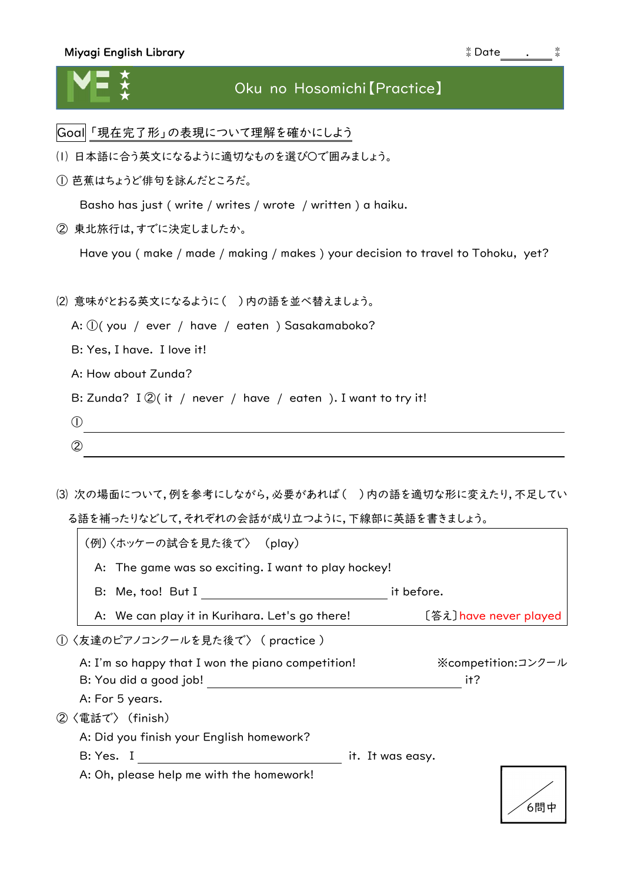Miyagi English Library　　　　　　　　　　　　　　　　　　　　Date＿＿＿.＿＿＿

# Oku no Hosomichi【Practice】

Goal 「現在完了形」の表現について理解を確かにしよう

(1) 日本語に合う英文になるように適切なものを選び〇で囲みましょう。

① 芭蕉はちょうど俳句を詠んだところだ。

Basho has just ( write / writes / wrote / written ) a haiku.

② 東北旅行は，すでに決定しましたか。

Have you ( make / made / making / makes ) your decision to travel to Tohoku, yet?

(2) 意味がとおる英文になるように（　）内の語を並べ替えましょう。

A: ①( you / ever / have / eaten ) Sasakamaboko?

B: Yes, I have. I love it!

A: How about Zunda?

B: Zunda? I ②( it / never / have / eaten ). I want to try it!

① ＿＿＿＿＿＿＿＿＿＿＿＿＿＿＿＿＿＿＿＿＿＿＿＿＿＿＿＿＿＿

② ＿＿＿＿＿＿＿＿＿＿＿＿＿＿＿＿＿＿＿＿＿＿＿＿＿＿＿＿＿＿

(3) 次の場面について，例を参考にしながら，必要があれば（　）内の語を適切な形に変えたり，不足している語を補ったりなどして，それぞれの会話が成り立つように，下線部に英語を書きましょう。

> (例)〈ホッケーの試合を見た後で〉 (play)
>
> A: The game was so exciting. I want to play hockey!
>
> B: Me, too! But I ＿＿＿＿＿＿＿＿＿＿＿＿＿＿＿ it before.
>
> A: We can play it in Kurihara. Let's go there!　　　〔答え〕have never played

①〈友達のピアノコンクールを見た後で〉 ( practice )

A: I'm so happy that I won the piano competition!　　　※competition:コンクール

B: You did a good job! ＿＿＿＿＿＿＿＿＿＿＿＿＿＿＿＿＿＿＿ it?

A: For 5 years.

②〈電話で〉 (finish)

A: Did you finish your English homework?

B: Yes. I ＿＿＿＿＿＿＿＿＿＿＿＿＿＿＿＿ it. It was easy.

A: Oh, please help me with the homework!

／6問中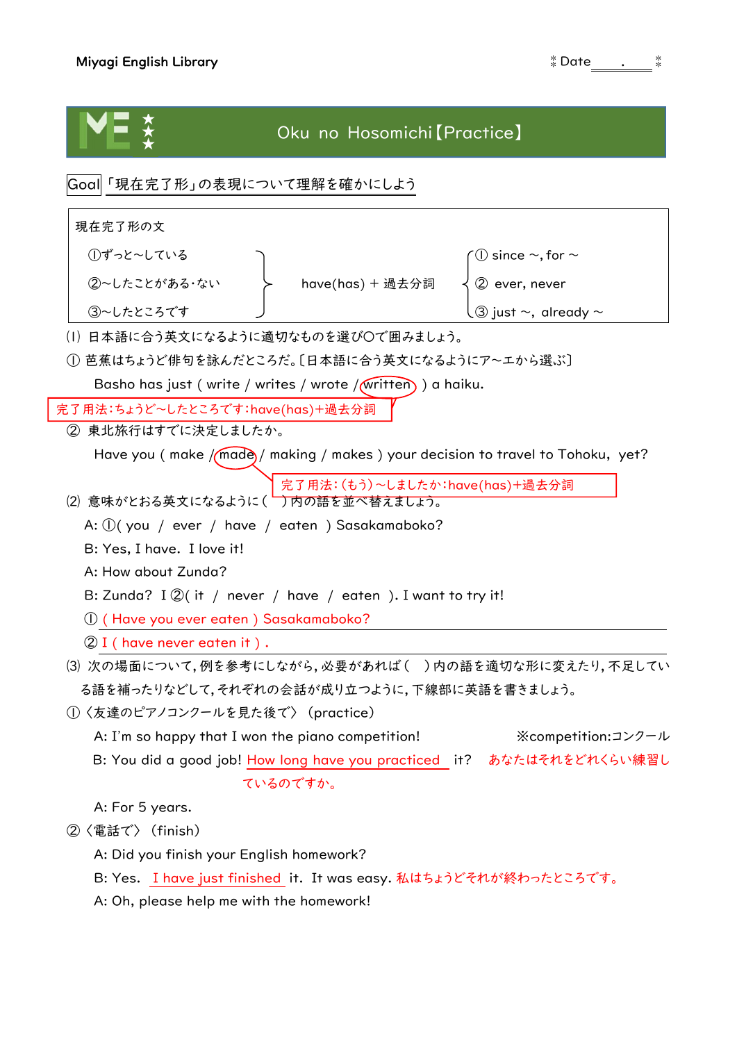Miyagi English Library　　　　　　　　　　　　　　　　　　　　　　　　Date＿＿.＿＿

# Oku no Hosomichi【Practice】

Goal 「現在完了形」の表現について理解を確かにしよう

現在完了形の文

| | | |
|---|---|---|
| ①ずっと～している<br>②～したことがある・ない<br>③～したところです | have(has) ＋ 過去分詞 | ① since ～, for ～<br>② ever, never<br>③ just ～, already ～ |

(1) 日本語に合う英文になるように適切なものを選び〇で囲みましょう。

① 芭蕉はちょうど俳句を詠んだところだ。〔日本語に合う英文になるようにア～エから選ぶ〕

Basho has just ( write / writes / wrote / (written) ) a haiku.

完了用法：ちょうど～したところです：have(has)＋過去分詞

② 東北旅行はすでに決定しましたか。

Have you ( make / (made) / making / makes ) your decision to travel to Tohoku, yet?

完了用法：(もう)～しましたか：have(has)＋過去分詞

(2) 意味がとおる英文になるように（　）内の語を並べ替えましょう。

A: ①( you / ever / have / eaten ) Sasakamaboko?

B: Yes, I have. I love it!

A: How about Zunda?

B: Zunda? I ②( it / never / have / eaten ). I want to try it!

① ( Have you ever eaten ) Sasakamaboko?

② I ( have never eaten it ) .

(3) 次の場面について，例を参考にしながら，必要があれば（　）内の語を適切な形に変えたり，不足している語を補ったりなどして，それぞれの会話が成り立つように，下線部に英語を書きましょう。

① 〈友達のピアノコンクールを見た後で〉 (practice)

A: I'm so happy that I won the piano competition!　　　※competition:コンクール

B: You did a good job! How long have you practiced it?　あなたはそれをどれくらい練習しているのですか。

A: For 5 years.

② 〈電話で〉 (finish)

A: Did you finish your English homework?

B: Yes. I have just finished it. It was easy. 私はちょうどそれが終わったところです。

A: Oh, please help me with the homework!